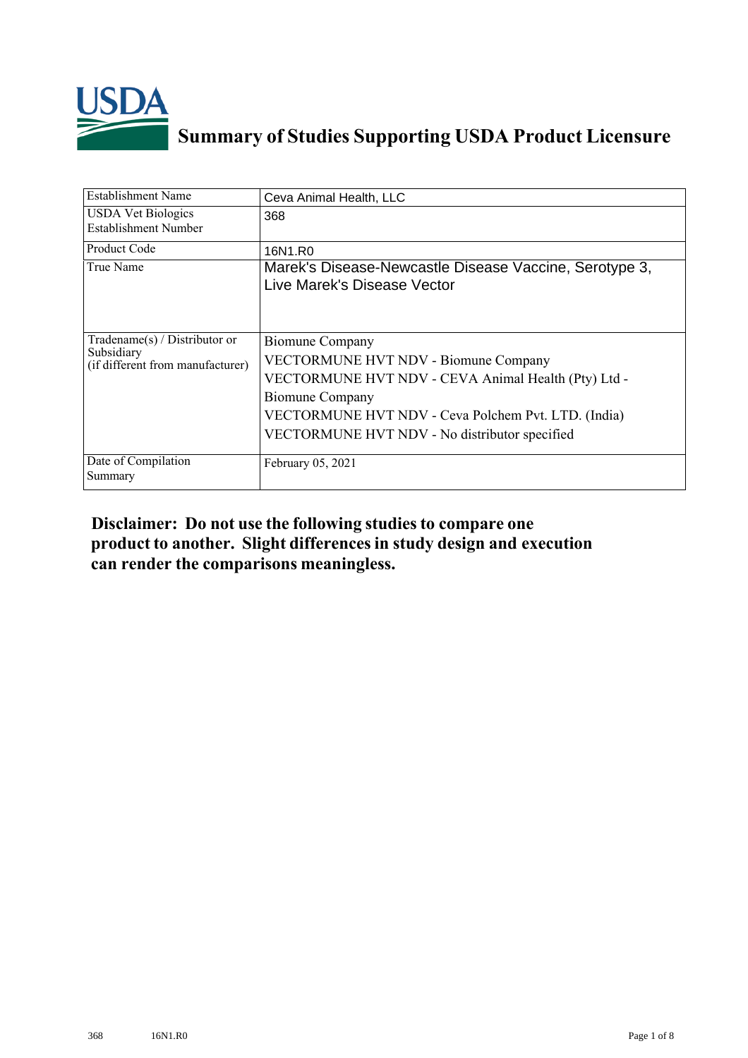# Summary of Studies Supporting USDA Product Licensure

| Establishment Name | Ceva Animal Health, LLC |
|---|---|
| USDA Vet Biologics Establishment Number | 368 |
| Product Code | 16N1.R0 |
| True Name | Marek's Disease-Newcastle Disease Vaccine, Serotype 3, Live Marek's Disease Vector |
| Tradename(s) / Distributor or Subsidiary (if different from manufacturer) | Biomune Company<br>VECTORMUNE HVT NDV - Biomune Company<br>VECTORMUNE HVT NDV - CEVA Animal Health (Pty) Ltd - Biomune Company<br>VECTORMUNE HVT NDV - Ceva Polchem Pvt. LTD. (India)<br>VECTORMUNE HVT NDV - No distributor specified |
| Date of Compilation Summary | February 05, 2021 |

**Disclaimer: Do not use the following studies to compare one product to another. Slight differences in study design and execution can render the comparisons meaningless.**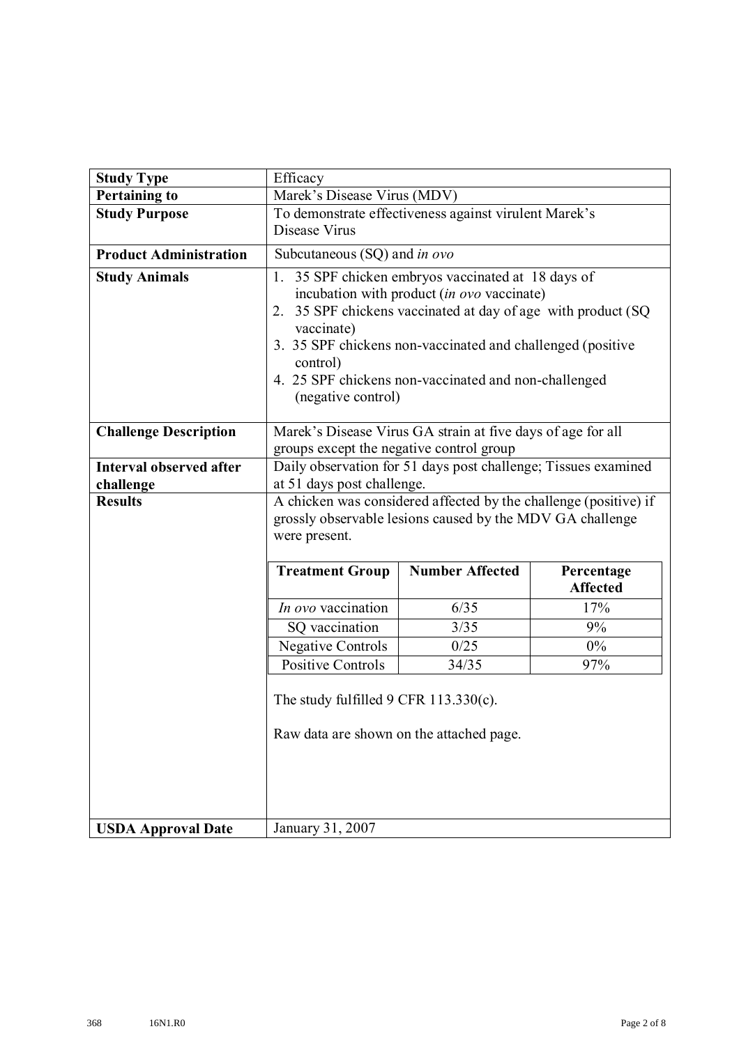| | |
|---|---|
| **Study Type** | Efficacy |
| **Pertaining to** | Marek's Disease Virus (MDV) |
| **Study Purpose** | To demonstrate effectiveness against virulent Marek's Disease Virus |
| **Product Administration** | Subcutaneous (SQ) and *in ovo* |
| **Study Animals** | 1. 35 SPF chicken embryos vaccinated at 18 days of incubation with product (*in ovo* vaccinate)<br>2. 35 SPF chickens vaccinated at day of age with product (SQ vaccinate)<br>3. 35 SPF chickens non-vaccinated and challenged (positive control)<br>4. 25 SPF chickens non-vaccinated and non-challenged (negative control) |
| **Challenge Description** | Marek's Disease Virus GA strain at five days of age for all groups except the negative control group |
| **Interval observed after challenge** | Daily observation for 51 days post challenge; Tissues examined at 51 days post challenge. |
| **Results** | A chicken was considered affected by the challenge (positive) if grossly observable lesions caused by the MDV GA challenge were present.<br><br>(see table below)<br><br>The study fulfilled 9 CFR 113.330(c).<br><br>Raw data are shown on the attached page. |
| **USDA Approval Date** | January 31, 2007 |

| Treatment Group | Number Affected | Percentage Affected |
|---|---|---|
| *In ovo* vaccination | 6/35 | 17% |
| SQ vaccination | 3/35 | 9% |
| Negative Controls | 0/25 | 0% |
| Positive Controls | 34/35 | 97% |

368 16N1.R0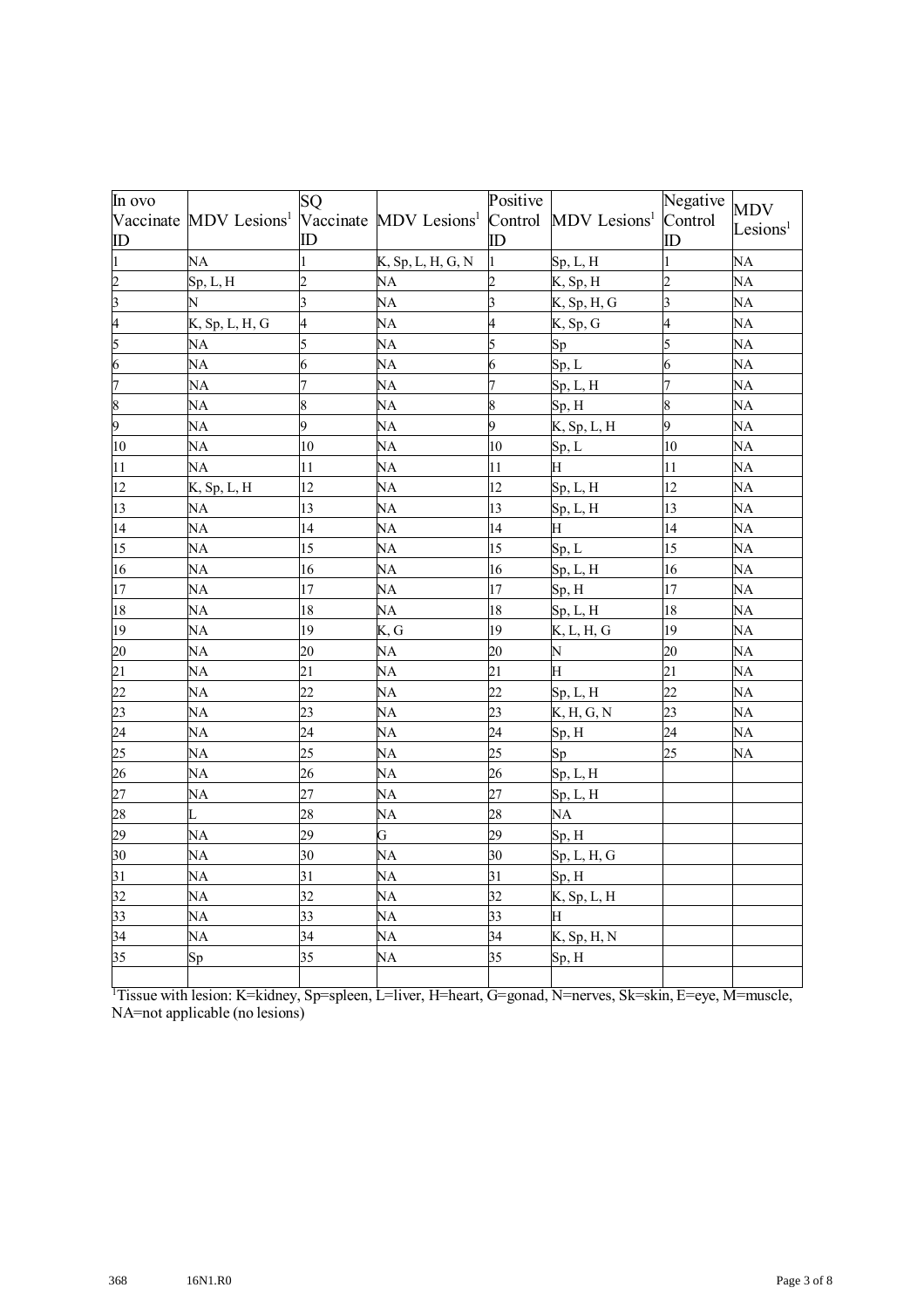| In ovo Vaccinate ID | MDV Lesions[1] | SQ Vaccinate ID | MDV Lesions[1] | Positive Control ID | MDV Lesions[1] | Negative Control ID | MDV Lesions[1] |
|---|---|---|---|---|---|---|---|
| 1 | NA | 1 | K, Sp, L, H, G, N | 1 | Sp, L, H | 1 | NA |
| 2 | Sp, L, H | 2 | NA | 2 | K, Sp, H | 2 | NA |
| 3 | N | 3 | NA | 3 | K, Sp, H, G | 3 | NA |
| 4 | K, Sp, L, H, G | 4 | NA | 4 | K, Sp, G | 4 | NA |
| 5 | NA | 5 | NA | 5 | Sp | 5 | NA |
| 6 | NA | 6 | NA | 6 | Sp, L | 6 | NA |
| 7 | NA | 7 | NA | 7 | Sp, L, H | 7 | NA |
| 8 | NA | 8 | NA | 8 | Sp, H | 8 | NA |
| 9 | NA | 9 | NA | 9 | K, Sp, L, H | 9 | NA |
| 10 | NA | 10 | NA | 10 | Sp, L | 10 | NA |
| 11 | NA | 11 | NA | 11 | H | 11 | NA |
| 12 | K, Sp, L, H | 12 | NA | 12 | Sp, L, H | 12 | NA |
| 13 | NA | 13 | NA | 13 | Sp, L, H | 13 | NA |
| 14 | NA | 14 | NA | 14 | H | 14 | NA |
| 15 | NA | 15 | NA | 15 | Sp, L | 15 | NA |
| 16 | NA | 16 | NA | 16 | Sp, L, H | 16 | NA |
| 17 | NA | 17 | NA | 17 | Sp, H | 17 | NA |
| 18 | NA | 18 | NA | 18 | Sp, L, H | 18 | NA |
| 19 | NA | 19 | K, G | 19 | K, L, H, G | 19 | NA |
| 20 | NA | 20 | NA | 20 | N | 20 | NA |
| 21 | NA | 21 | NA | 21 | H | 21 | NA |
| 22 | NA | 22 | NA | 22 | Sp, L, H | 22 | NA |
| 23 | NA | 23 | NA | 23 | K, H, G, N | 23 | NA |
| 24 | NA | 24 | NA | 24 | Sp, H | 24 | NA |
| 25 | NA | 25 | NA | 25 | Sp | 25 | NA |
| 26 | NA | 26 | NA | 26 | Sp, L, H | | |
| 27 | NA | 27 | NA | 27 | Sp, L, H | | |
| 28 | L | 28 | NA | 28 | NA | | |
| 29 | NA | 29 | G | 29 | Sp, H | | |
| 30 | NA | 30 | NA | 30 | Sp, L, H, G | | |
| 31 | NA | 31 | NA | 31 | Sp, H | | |
| 32 | NA | 32 | NA | 32 | K, Sp, L, H | | |
| 33 | NA | 33 | NA | 33 | H | | |
| 34 | NA | 34 | NA | 34 | K, Sp, H, N | | |
| 35 | Sp | 35 | NA | 35 | Sp, H | | |
| | | | | | | | |

[1]Tissue with lesion: K=kidney, Sp=spleen, L=liver, H=heart, G=gonad, N=nerves, Sk=skin, E=eye, M=muscle, NA=not applicable (no lesions)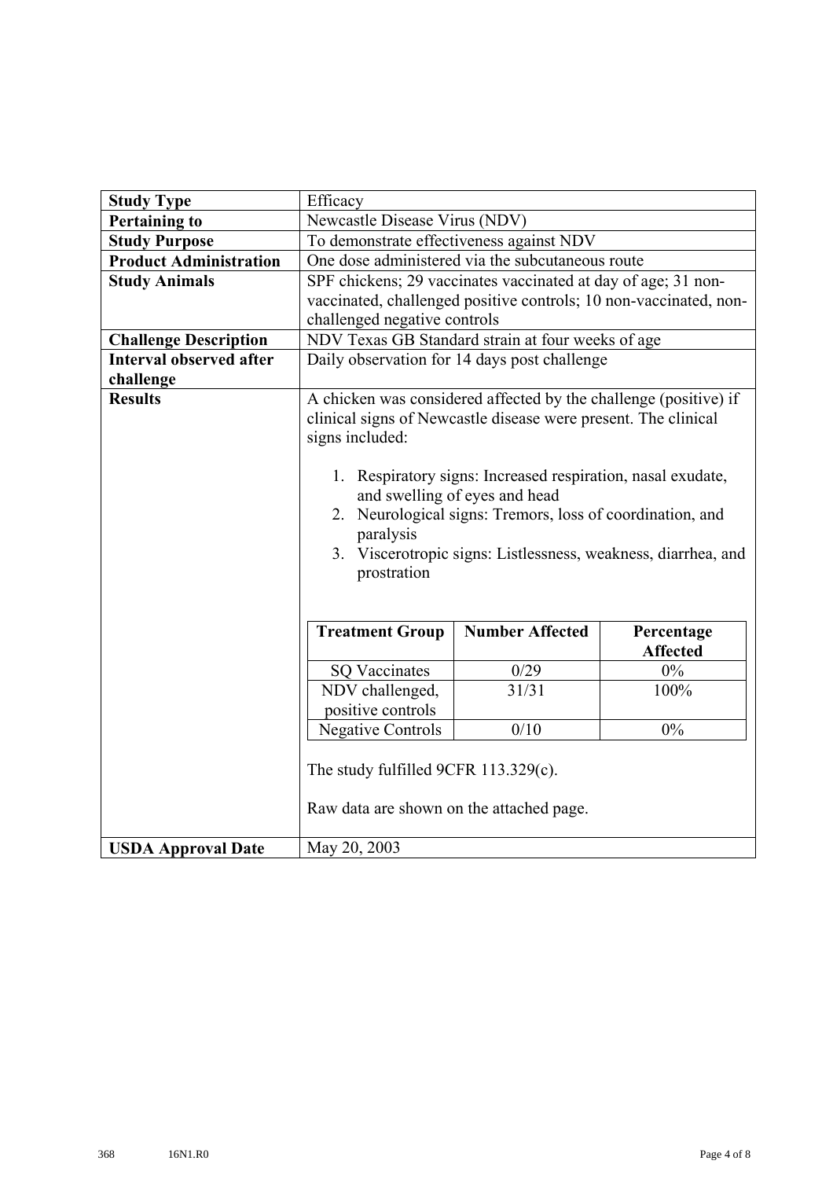| | |
|---|---|
| **Study Type** | Efficacy |
| **Pertaining to** | Newcastle Disease Virus (NDV) |
| **Study Purpose** | To demonstrate effectiveness against NDV |
| **Product Administration** | One dose administered via the subcutaneous route |
| **Study Animals** | SPF chickens; 29 vaccinates vaccinated at day of age; 31 non-vaccinated, challenged positive controls; 10 non-vaccinated, non-challenged negative controls |
| **Challenge Description** | NDV Texas GB Standard strain at four weeks of age |
| **Interval observed after challenge** | Daily observation for 14 days post challenge |
| **Results** | A chicken was considered affected by the challenge (positive) if clinical signs of Newcastle disease were present. The clinical signs included:<br><br>1. Respiratory signs: Increased respiration, nasal exudate, and swelling of eyes and head<br>2. Neurological signs: Tremors, loss of coordination, and paralysis<br>3. Viscerotropic signs: Listlessness, weakness, diarrhea, and prostration<br><br>(see table below)<br><br>The study fulfilled 9CFR 113.329(c).<br><br>Raw data are shown on the attached page. |
| **USDA Approval Date** | May 20, 2003 |

| Treatment Group | Number Affected | Percentage Affected |
|---|---|---|
| SQ Vaccinates | 0/29 | 0% |
| NDV challenged, positive controls | 31/31 | 100% |
| Negative Controls | 0/10 | 0% |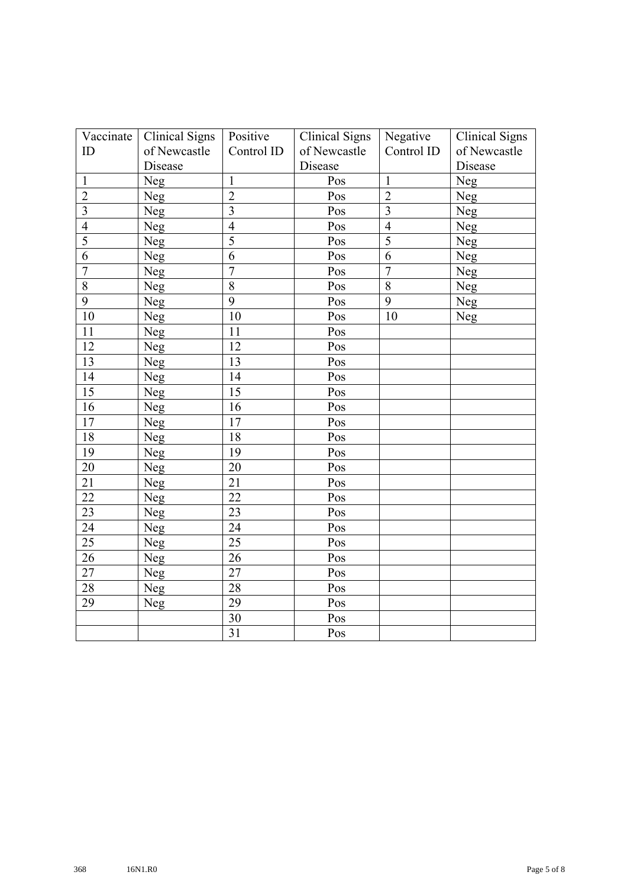| Vaccinate ID | Clinical Signs of Newcastle Disease | Positive Control ID | Clinical Signs of Newcastle Disease | Negative Control ID | Clinical Signs of Newcastle Disease |
|---|---|---|---|---|---|
| 1 | Neg | 1 | Pos | 1 | Neg |
| 2 | Neg | 2 | Pos | 2 | Neg |
| 3 | Neg | 3 | Pos | 3 | Neg |
| 4 | Neg | 4 | Pos | 4 | Neg |
| 5 | Neg | 5 | Pos | 5 | Neg |
| 6 | Neg | 6 | Pos | 6 | Neg |
| 7 | Neg | 7 | Pos | 7 | Neg |
| 8 | Neg | 8 | Pos | 8 | Neg |
| 9 | Neg | 9 | Pos | 9 | Neg |
| 10 | Neg | 10 | Pos | 10 | Neg |
| 11 | Neg | 11 | Pos | | |
| 12 | Neg | 12 | Pos | | |
| 13 | Neg | 13 | Pos | | |
| 14 | Neg | 14 | Pos | | |
| 15 | Neg | 15 | Pos | | |
| 16 | Neg | 16 | Pos | | |
| 17 | Neg | 17 | Pos | | |
| 18 | Neg | 18 | Pos | | |
| 19 | Neg | 19 | Pos | | |
| 20 | Neg | 20 | Pos | | |
| 21 | Neg | 21 | Pos | | |
| 22 | Neg | 22 | Pos | | |
| 23 | Neg | 23 | Pos | | |
| 24 | Neg | 24 | Pos | | |
| 25 | Neg | 25 | Pos | | |
| 26 | Neg | 26 | Pos | | |
| 27 | Neg | 27 | Pos | | |
| 28 | Neg | 28 | Pos | | |
| 29 | Neg | 29 | Pos | | |
| | | 30 | Pos | | |
| | | 31 | Pos | | |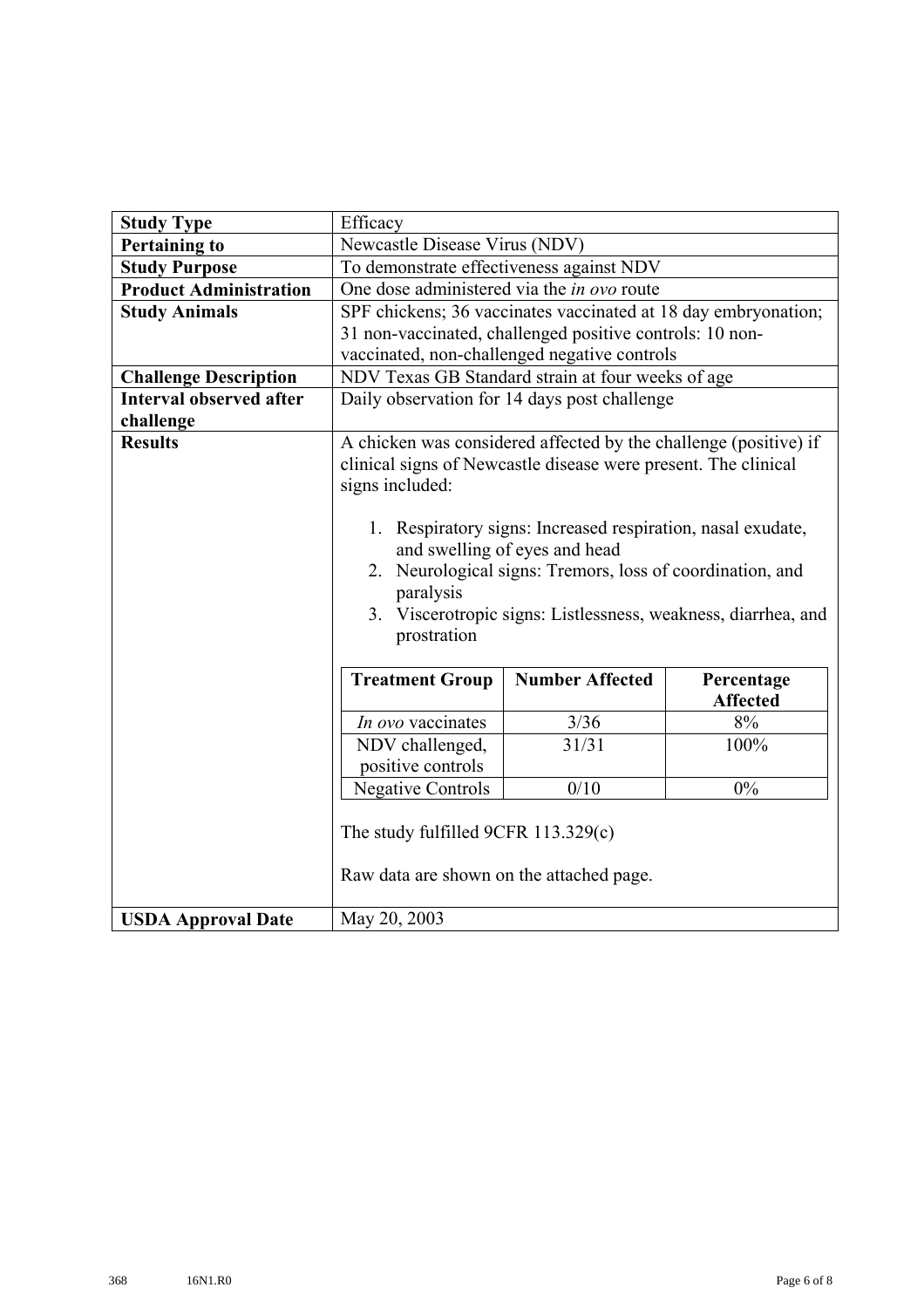| | |
|---|---|
| **Study Type** | Efficacy |
| **Pertaining to** | Newcastle Disease Virus (NDV) |
| **Study Purpose** | To demonstrate effectiveness against NDV |
| **Product Administration** | One dose administered via the *in ovo* route |
| **Study Animals** | SPF chickens; 36 vaccinates vaccinated at 18 day embryonation; 31 non-vaccinated, challenged positive controls: 10 non-vaccinated, non-challenged negative controls |
| **Challenge Description** | NDV Texas GB Standard strain at four weeks of age |
| **Interval observed after challenge** | Daily observation for 14 days post challenge |
| **Results** | A chicken was considered affected by the challenge (positive) if clinical signs of Newcastle disease were present. The clinical signs included: 1. Respiratory signs: Increased respiration, nasal exudate, and swelling of eyes and head 2. Neurological signs: Tremors, loss of coordination, and paralysis 3. Viscerotropic signs: Listlessness, weakness, diarrhea, and prostration |
| **USDA Approval Date** | May 20, 2003 |

| Treatment Group | Number Affected | Percentage Affected |
|---|---|---|
| *In ovo* vaccinates | 3/36 | 8% |
| NDV challenged, positive controls | 31/31 | 100% |
| Negative Controls | 0/10 | 0% |

The study fulfilled 9CFR 113.329(c)

Raw data are shown on the attached page.

368 16N1.R0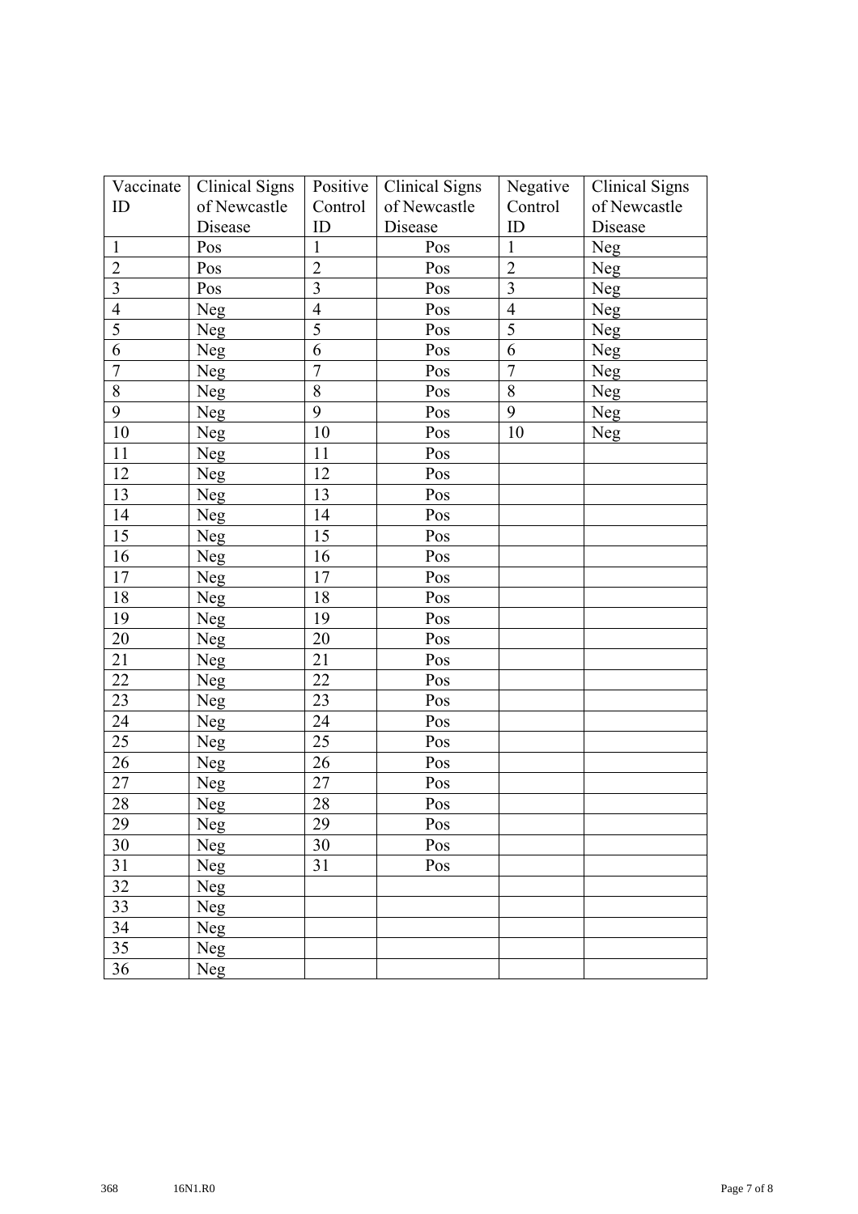| Vaccinate ID | Clinical Signs of Newcastle Disease | Positive Control ID | Clinical Signs of Newcastle Disease | Negative Control ID | Clinical Signs of Newcastle Disease |
|---|---|---|---|---|---|
| 1 | Pos | 1 | Pos | 1 | Neg |
| 2 | Pos | 2 | Pos | 2 | Neg |
| 3 | Pos | 3 | Pos | 3 | Neg |
| 4 | Neg | 4 | Pos | 4 | Neg |
| 5 | Neg | 5 | Pos | 5 | Neg |
| 6 | Neg | 6 | Pos | 6 | Neg |
| 7 | Neg | 7 | Pos | 7 | Neg |
| 8 | Neg | 8 | Pos | 8 | Neg |
| 9 | Neg | 9 | Pos | 9 | Neg |
| 10 | Neg | 10 | Pos | 10 | Neg |
| 11 | Neg | 11 | Pos | | |
| 12 | Neg | 12 | Pos | | |
| 13 | Neg | 13 | Pos | | |
| 14 | Neg | 14 | Pos | | |
| 15 | Neg | 15 | Pos | | |
| 16 | Neg | 16 | Pos | | |
| 17 | Neg | 17 | Pos | | |
| 18 | Neg | 18 | Pos | | |
| 19 | Neg | 19 | Pos | | |
| 20 | Neg | 20 | Pos | | |
| 21 | Neg | 21 | Pos | | |
| 22 | Neg | 22 | Pos | | |
| 23 | Neg | 23 | Pos | | |
| 24 | Neg | 24 | Pos | | |
| 25 | Neg | 25 | Pos | | |
| 26 | Neg | 26 | Pos | | |
| 27 | Neg | 27 | Pos | | |
| 28 | Neg | 28 | Pos | | |
| 29 | Neg | 29 | Pos | | |
| 30 | Neg | 30 | Pos | | |
| 31 | Neg | 31 | Pos | | |
| 32 | Neg | | | | |
| 33 | Neg | | | | |
| 34 | Neg | | | | |
| 35 | Neg | | | | |
| 36 | Neg | | | | |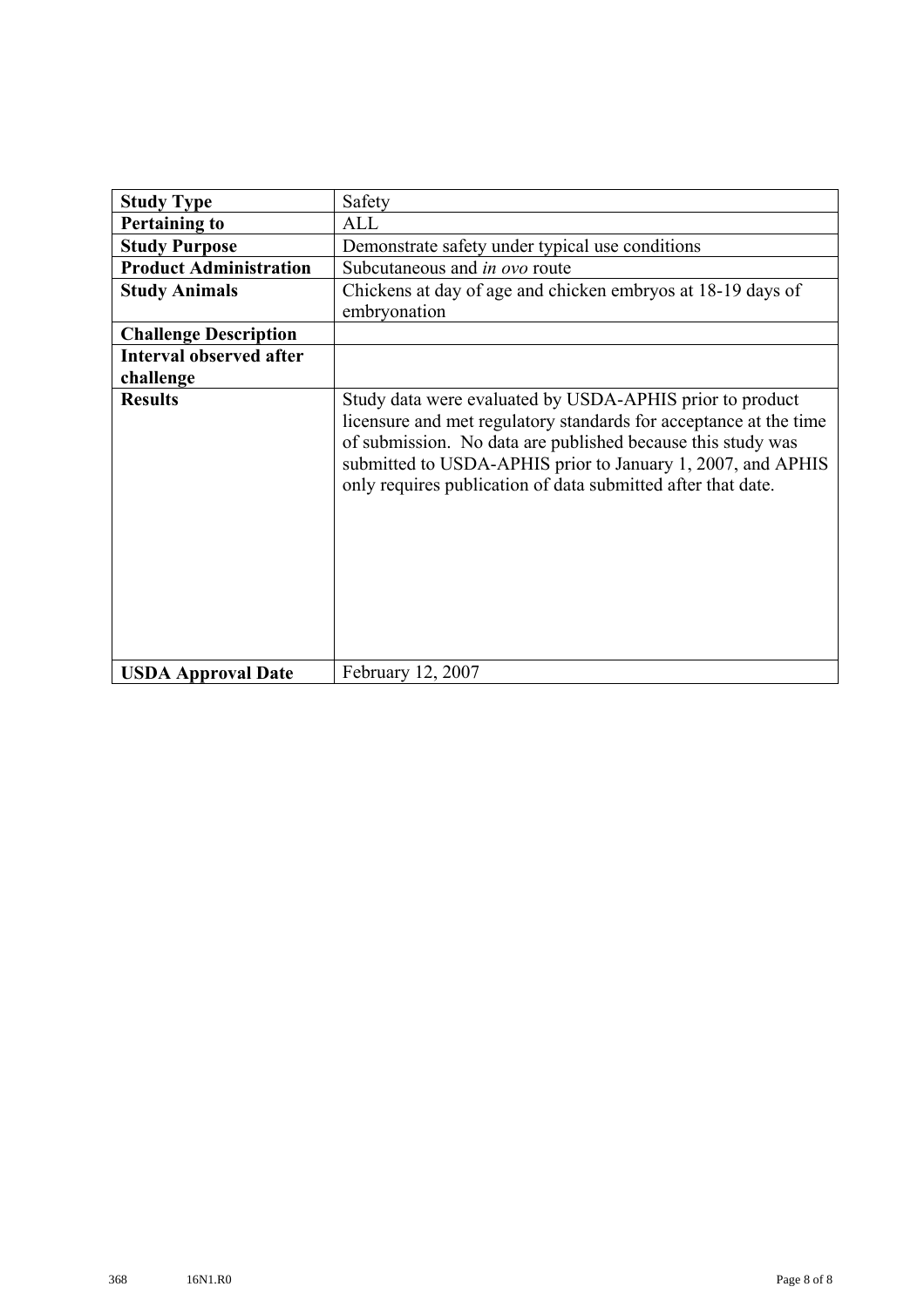| | |
|---|---|
| **Study Type** | Safety |
| **Pertaining to** | ALL |
| **Study Purpose** | Demonstrate safety under typical use conditions |
| **Product Administration** | Subcutaneous and *in ovo* route |
| **Study Animals** | Chickens at day of age and chicken embryos at 18-19 days of embryonation |
| **Challenge Description** | |
| **Interval observed after challenge** | |
| **Results** | Study data were evaluated by USDA-APHIS prior to product licensure and met regulatory standards for acceptance at the time of submission. No data are published because this study was submitted to USDA-APHIS prior to January 1, 2007, and APHIS only requires publication of data submitted after that date. |
| **USDA Approval Date** | February 12, 2007 |

368 16N1.R0